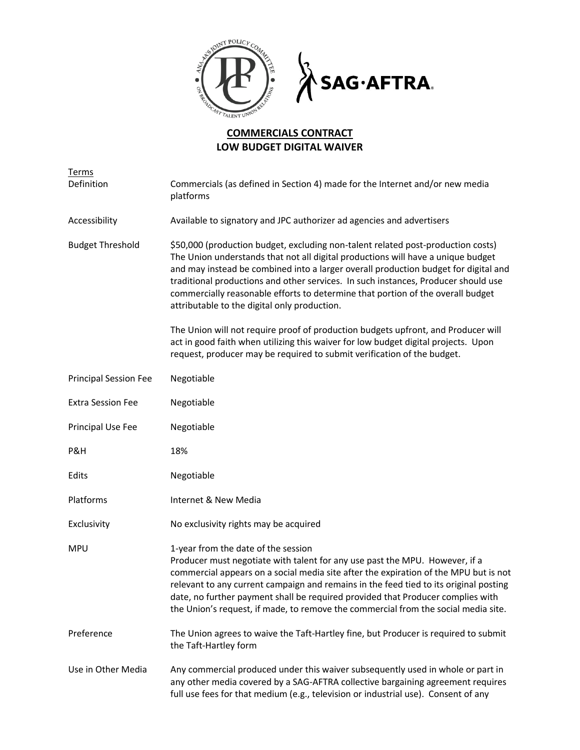## COMMERCIALS CONTRACT
## LOW BUDGET DIGITAL WAIVER

| Terms | |
|---|---|
| Definition | Commercials (as defined in Section 4) made for the Internet and/or new media platforms |
| Accessibility | Available to signatory and JPC authorizer ad agencies and advertisers |
| Budget Threshold | $50,000 (production budget, excluding non-talent related post-production costs) The Union understands that not all digital productions will have a unique budget and may instead be combined into a larger overall production budget for digital and traditional productions and other services. In such instances, Producer should use commercially reasonable efforts to determine that portion of the overall budget attributable to the digital only production.<br><br>The Union will not require proof of production budgets upfront, and Producer will act in good faith when utilizing this waiver for low budget digital projects. Upon request, producer may be required to submit verification of the budget. |
| Principal Session Fee | Negotiable |
| Extra Session Fee | Negotiable |
| Principal Use Fee | Negotiable |
| P&H | 18% |
| Edits | Negotiable |
| Platforms | Internet & New Media |
| Exclusivity | No exclusivity rights may be acquired |
| MPU | 1-year from the date of the session<br>Producer must negotiate with talent for any use past the MPU. However, if a commercial appears on a social media site after the expiration of the MPU but is not relevant to any current campaign and remains in the feed tied to its original posting date, no further payment shall be required provided that Producer complies with the Union's request, if made, to remove the commercial from the social media site. |
| Preference | The Union agrees to waive the Taft-Hartley fine, but Producer is required to submit the Taft-Hartley form |
| Use in Other Media | Any commercial produced under this waiver subsequently used in whole or part in any other media covered by a SAG-AFTRA collective bargaining agreement requires full use fees for that medium (e.g., television or industrial use). Consent of any |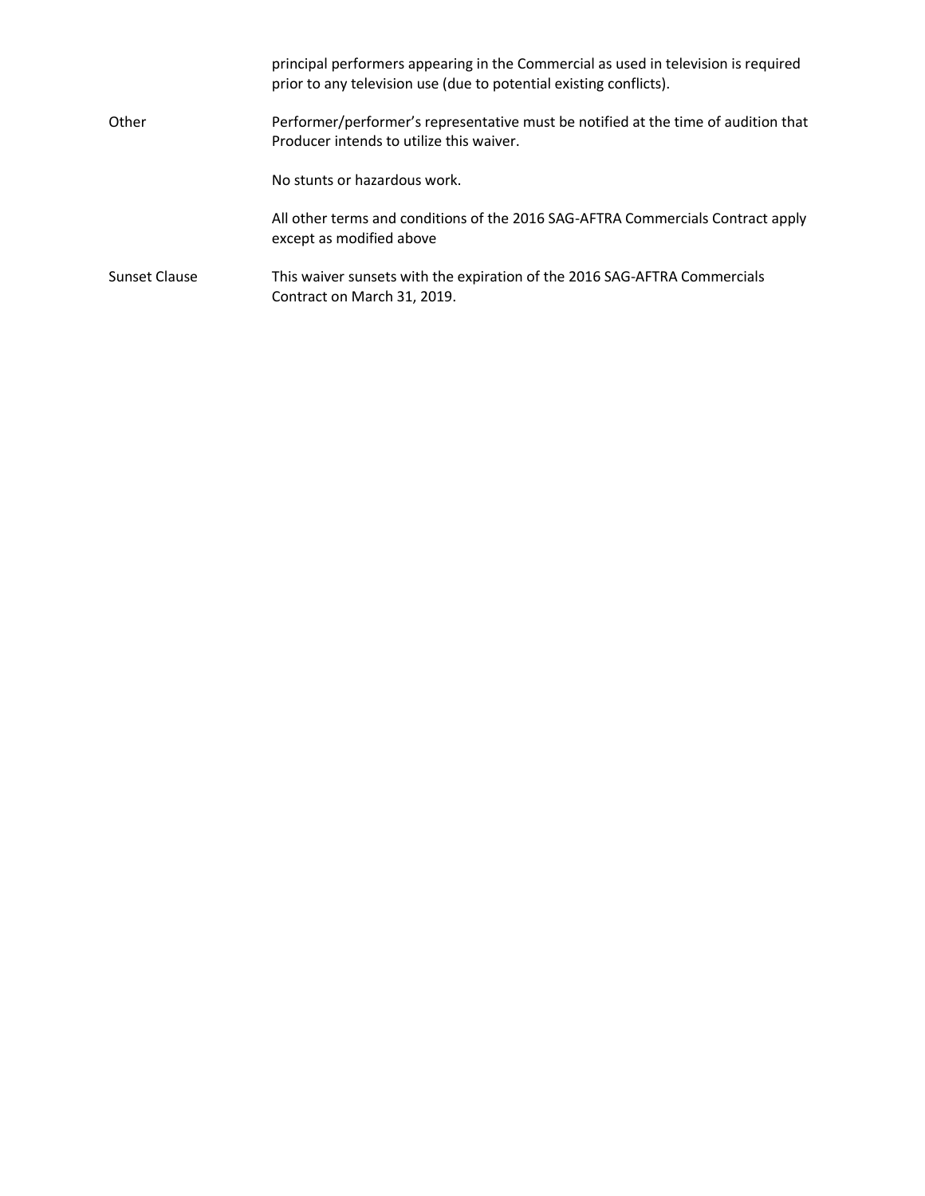| | |
|---|---|
| | principal performers appearing in the Commercial as used in television is required prior to any television use (due to potential existing conflicts). |
| Other | Performer/performer's representative must be notified at the time of audition that Producer intends to utilize this waiver. |
| | No stunts or hazardous work. |
| | All other terms and conditions of the 2016 SAG-AFTRA Commercials Contract apply except as modified above |
| Sunset Clause | This waiver sunsets with the expiration of the 2016 SAG-AFTRA Commercials Contract on March 31, 2019. |